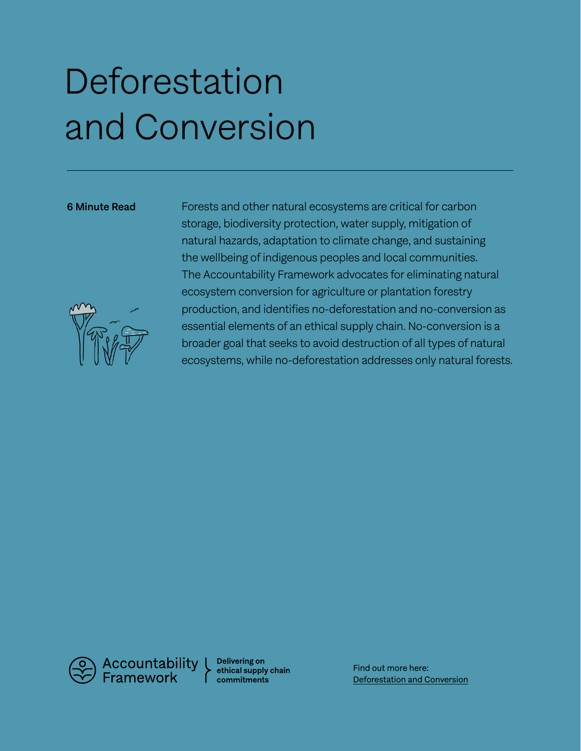# Deforestation and Conversion

**6 Minute Read**

Forests and other natural ecosystems are critical for carbon storage, biodiversity protection, water supply, mitigation of natural hazards, adaptation to climate change, and sustaining the wellbeing of indigenous peoples and local communities. The Accountability Framework advocates for eliminating natural ecosystem conversion for agriculture or plantation forestry production, and identifies no-deforestation and no-conversion as essential elements of an ethical supply chain. No-conversion is a broader goal that seeks to avoid destruction of all types of natural ecosystems, while no-deforestation addresses only natural forests.

Accountability Framework — Delivering on ethical supply chain commitments

Find out more here:
Deforestation and Conversion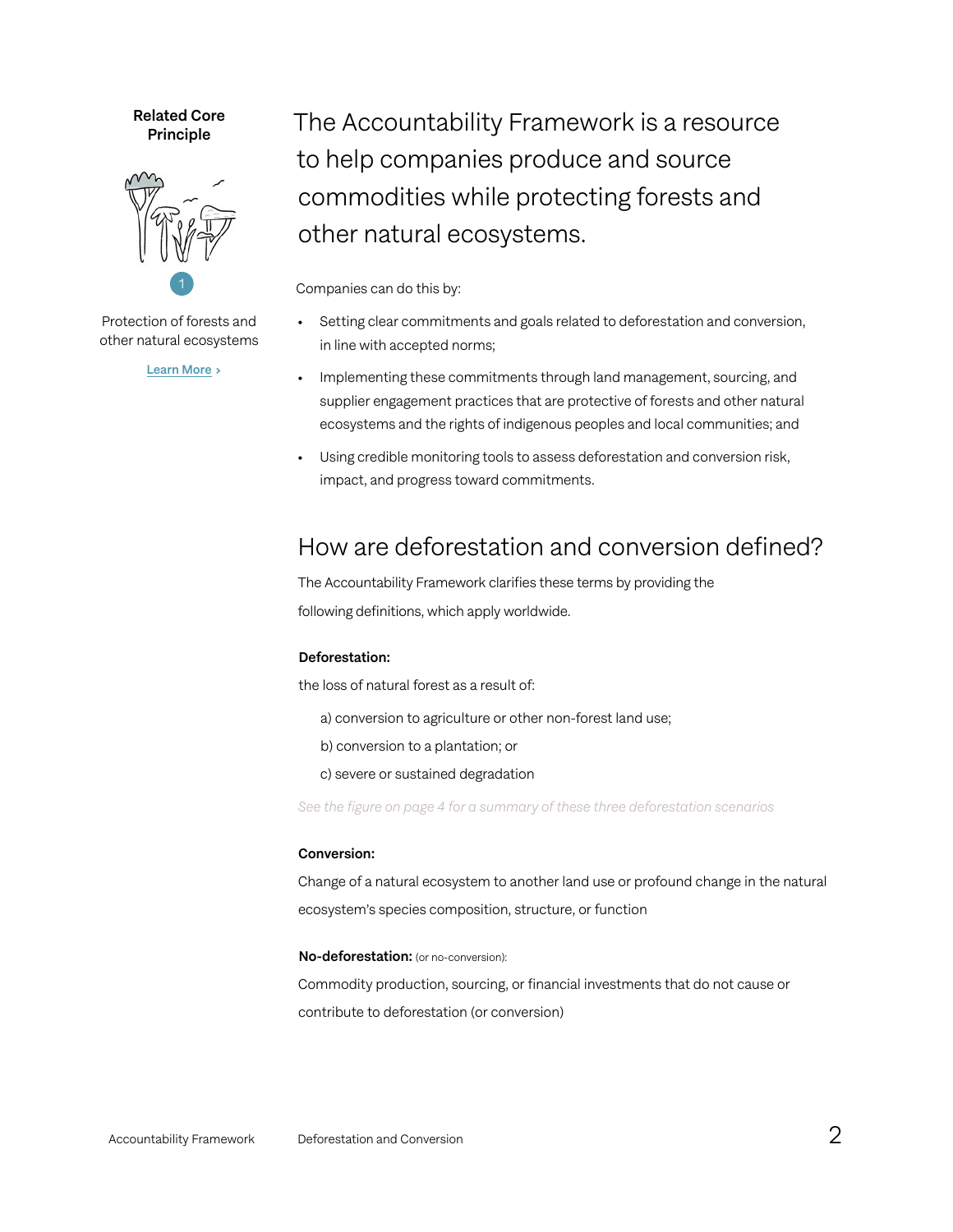**Related Core Principle**

1

Protection of forests and other natural ecosystems

Learn More ›

## The Accountability Framework is a resource to help companies produce and source commodities while protecting forests and other natural ecosystems.

Companies can do this by:

- Setting clear commitments and goals related to deforestation and conversion, in line with accepted norms;
- Implementing these commitments through land management, sourcing, and supplier engagement practices that are protective of forests and other natural ecosystems and the rights of indigenous peoples and local communities; and
- Using credible monitoring tools to assess deforestation and conversion risk, impact, and progress toward commitments.

## How are deforestation and conversion defined?

The Accountability Framework clarifies these terms by providing the following definitions, which apply worldwide.

**Deforestation:**

the loss of natural forest as a result of:

a) conversion to agriculture or other non-forest land use;

b) conversion to a plantation; or

c) severe or sustained degradation

*See the figure on page 4 for a summary of these three deforestation scenarios*

**Conversion:**

Change of a natural ecosystem to another land use or profound change in the natural ecosystem's species composition, structure, or function

**No-deforestation:** (or no-conversion):

Commodity production, sourcing, or financial investments that do not cause or contribute to deforestation (or conversion)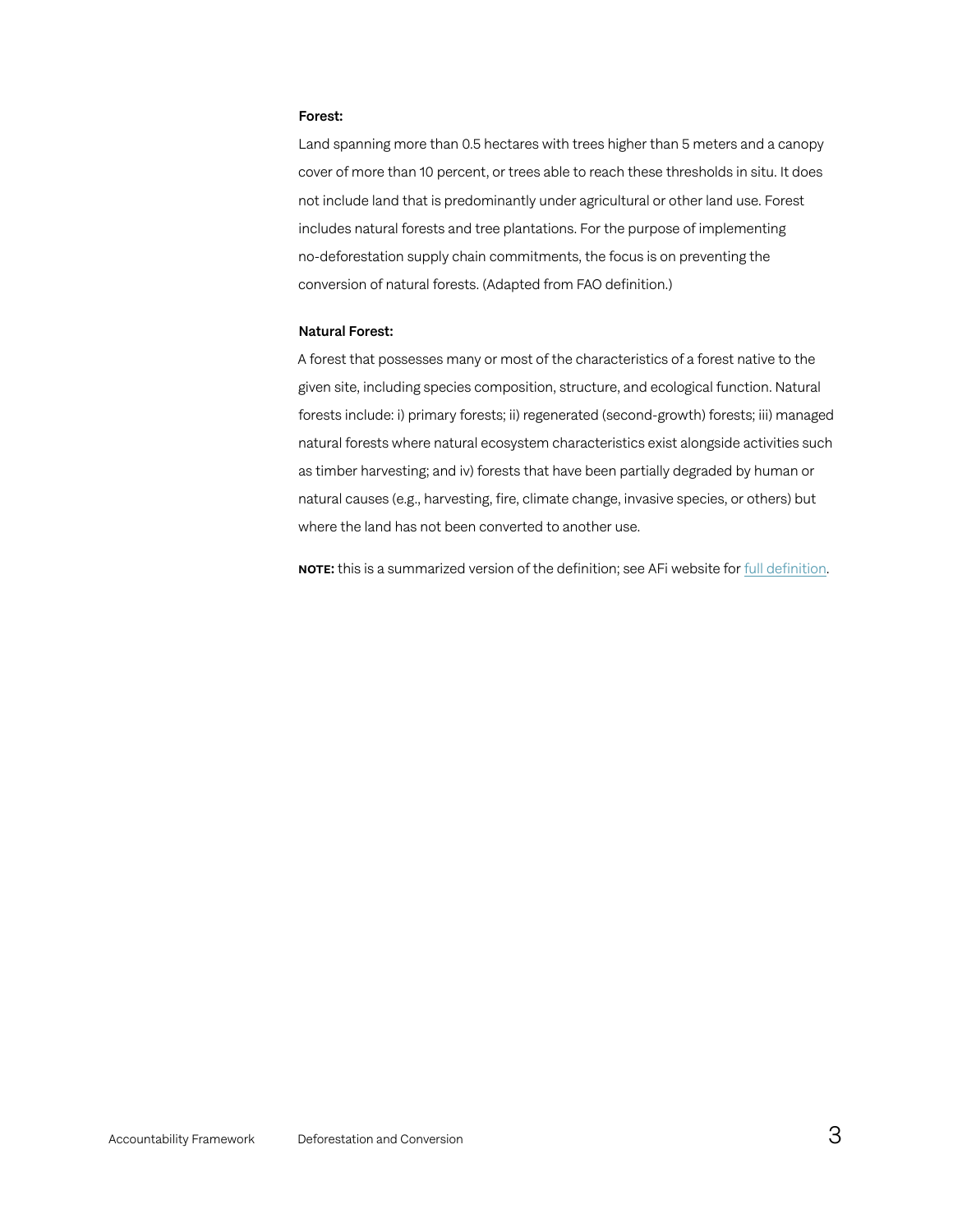**Forest:**

Land spanning more than 0.5 hectares with trees higher than 5 meters and a canopy cover of more than 10 percent, or trees able to reach these thresholds in situ. It does not include land that is predominantly under agricultural or other land use. Forest includes natural forests and tree plantations. For the purpose of implementing no-deforestation supply chain commitments, the focus is on preventing the conversion of natural forests. (Adapted from FAO definition.)

**Natural Forest:**

A forest that possesses many or most of the characteristics of a forest native to the given site, including species composition, structure, and ecological function. Natural forests include: i) primary forests; ii) regenerated (second-growth) forests; iii) managed natural forests where natural ecosystem characteristics exist alongside activities such as timber harvesting; and iv) forests that have been partially degraded by human or natural causes (e.g., harvesting, fire, climate change, invasive species, or others) but where the land has not been converted to another use.

**NOTE:** this is a summarized version of the definition; see AFi website for full definition.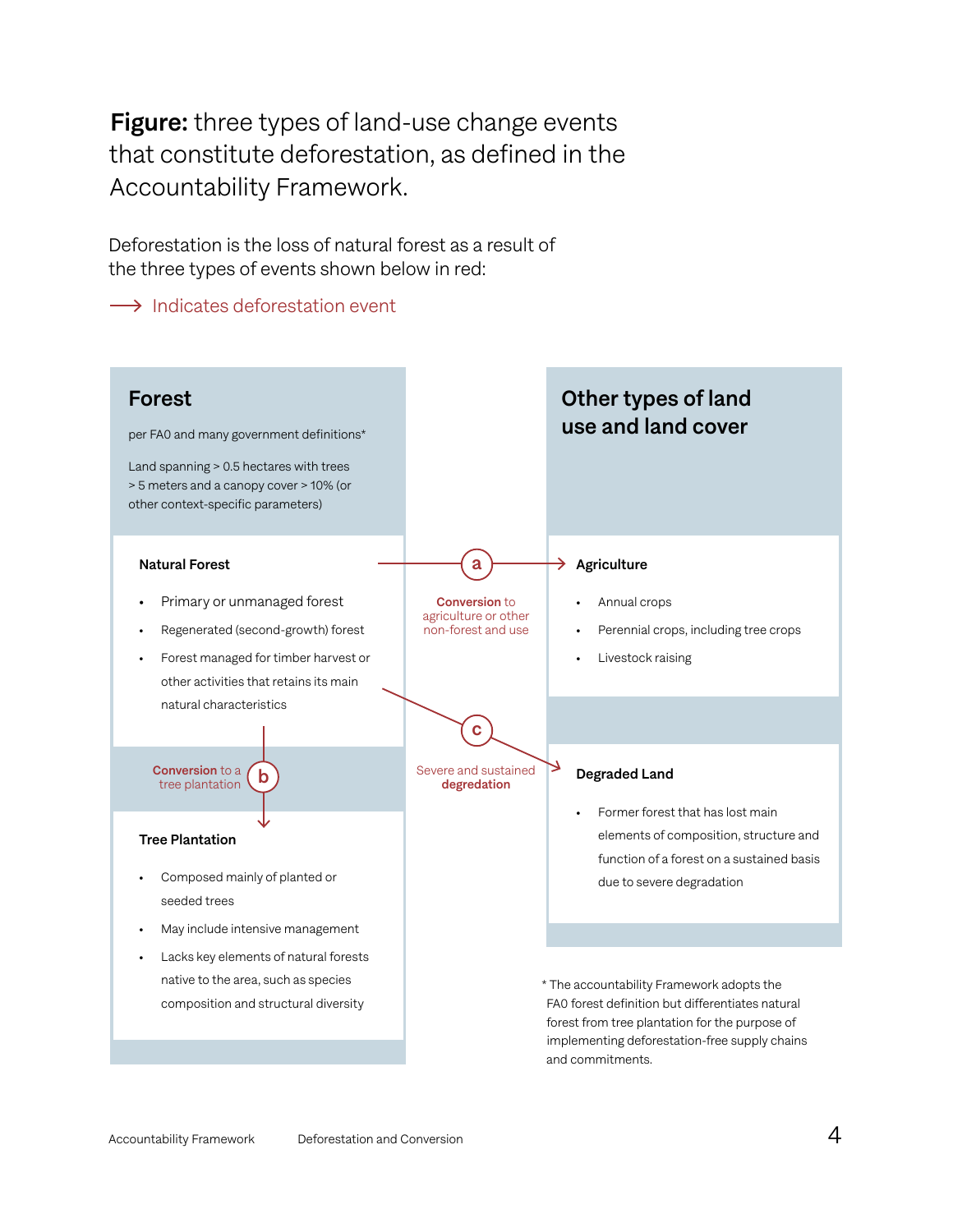**Figure:** three types of land-use change events that constitute deforestation, as defined in the Accountability Framework.

Deforestation is the loss of natural forest as a result of the three types of events shown below in red:

⟶ Indicates deforestation event

## Forest

per FAO and many government definitions*

Land spanning > 0.5 hectares with trees > 5 meters and a canopy cover > 10% (or other context-specific parameters)

### Natural Forest

- Primary or unmanaged forest
- Regenerated (second-growth) forest
- Forest managed for timber harvest or other activities that retains its main natural characteristics

**(b) Conversion** to a tree plantation

### Tree Plantation

- Composed mainly of planted or seeded trees
- May include intensive management
- Lacks key elements of natural forests native to the area, such as species composition and structural diversity

**(a) Conversion** to agriculture or other non-forest and use

**(c)** Severe and sustained **degredation**

## Other types of land use and land cover

### Agriculture

- Annual crops
- Perennial crops, including tree crops
- Livestock raising

### Degraded Land

- Former forest that has lost main elements of composition, structure and function of a forest on a sustained basis due to severe degradation

\* The accountability Framework adopts the FAO forest definition but differentiates natural forest from tree plantation for the purpose of implementing deforestation-free supply chains and commitments.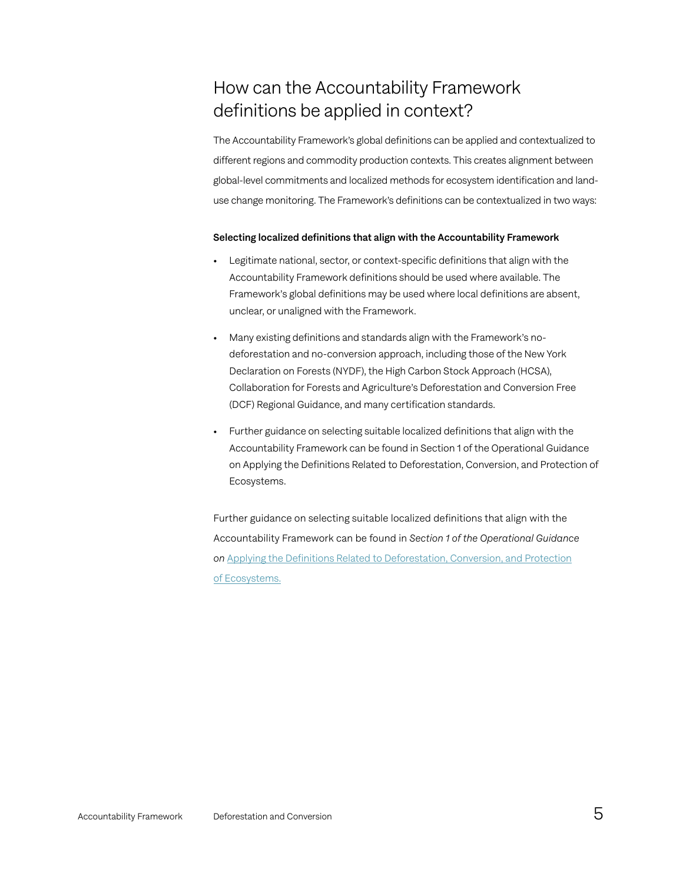## How can the Accountability Framework definitions be applied in context?

The Accountability Framework's global definitions can be applied and contextualized to different regions and commodity production contexts. This creates alignment between global-level commitments and localized methods for ecosystem identification and land-use change monitoring. The Framework's definitions can be contextualized in two ways:

**Selecting localized definitions that align with the Accountability Framework**

- Legitimate national, sector, or context-specific definitions that align with the Accountability Framework definitions should be used where available. The Framework's global definitions may be used where local definitions are absent, unclear, or unaligned with the Framework.
- Many existing definitions and standards align with the Framework's no-deforestation and no-conversion approach, including those of the New York Declaration on Forests (NYDF), the High Carbon Stock Approach (HCSA), Collaboration for Forests and Agriculture's Deforestation and Conversion Free (DCF) Regional Guidance, and many certification standards.
- Further guidance on selecting suitable localized definitions that align with the Accountability Framework can be found in Section 1 of the Operational Guidance on Applying the Definitions Related to Deforestation, Conversion, and Protection of Ecosystems.

Further guidance on selecting suitable localized definitions that align with the Accountability Framework can be found in *Section 1 of the Operational Guidance on* Applying the Definitions Related to Deforestation, Conversion, and Protection of Ecosystems.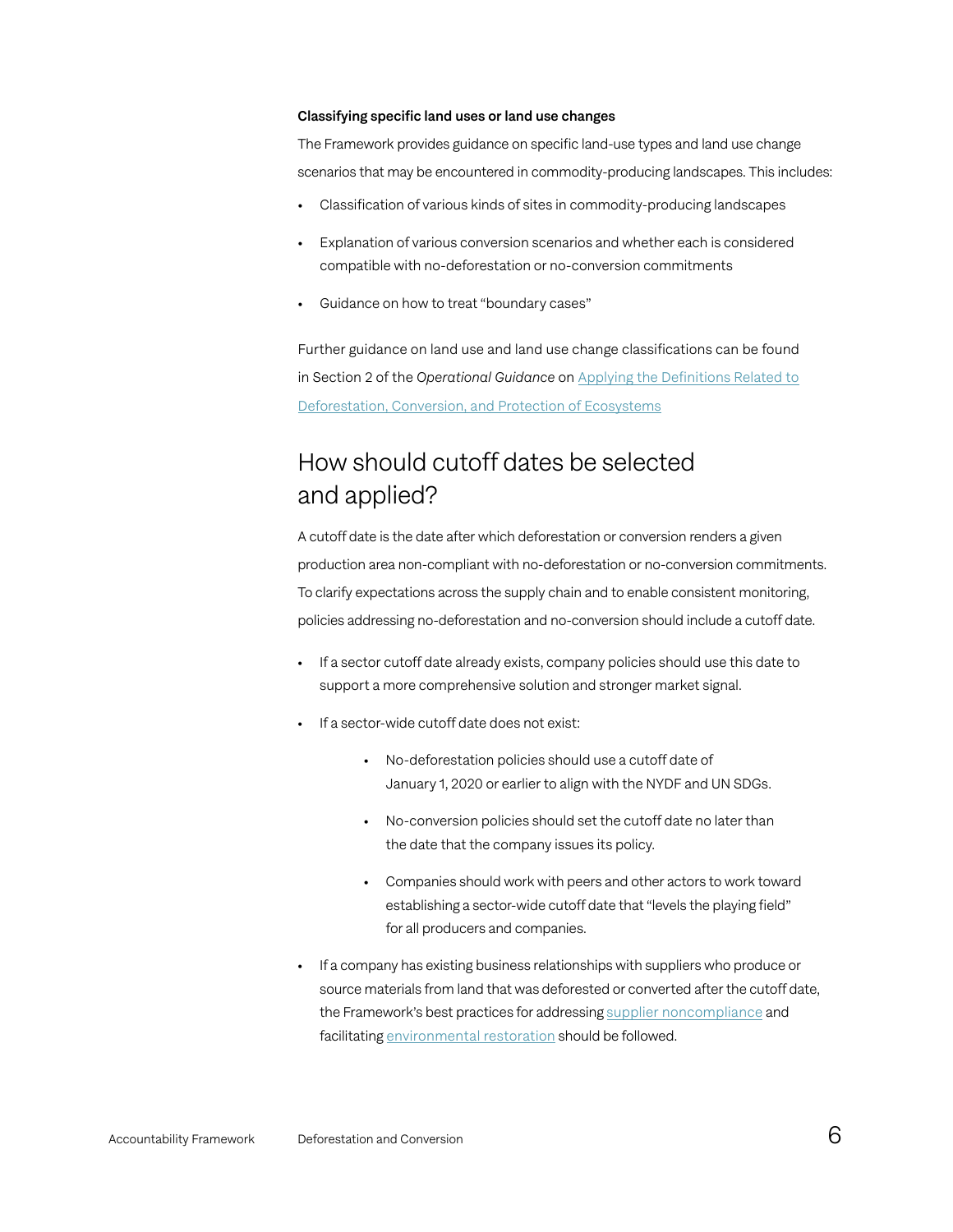**Classifying specific land uses or land use changes**

The Framework provides guidance on specific land-use types and land use change scenarios that may be encountered in commodity-producing landscapes. This includes:

- Classification of various kinds of sites in commodity-producing landscapes
- Explanation of various conversion scenarios and whether each is considered compatible with no-deforestation or no-conversion commitments
- Guidance on how to treat "boundary cases"

Further guidance on land use and land use change classifications can be found in Section 2 of the *Operational Guidance* on [Applying the Definitions Related to Deforestation, Conversion, and Protection of Ecosystems]

## How should cutoff dates be selected and applied?

A cutoff date is the date after which deforestation or conversion renders a given production area non-compliant with no-deforestation or no-conversion commitments. To clarify expectations across the supply chain and to enable consistent monitoring, policies addressing no-deforestation and no-conversion should include a cutoff date.

- If a sector cutoff date already exists, company policies should use this date to support a more comprehensive solution and stronger market signal.
- If a sector-wide cutoff date does not exist:
    - No-deforestation policies should use a cutoff date of January 1, 2020 or earlier to align with the NYDF and UN SDGs.
    - No-conversion policies should set the cutoff date no later than the date that the company issues its policy.
    - Companies should work with peers and other actors to work toward establishing a sector-wide cutoff date that "levels the playing field" for all producers and companies.
- If a company has existing business relationships with suppliers who produce or source materials from land that was deforested or converted after the cutoff date, the Framework's best practices for addressing [supplier noncompliance] and facilitating [environmental restoration] should be followed.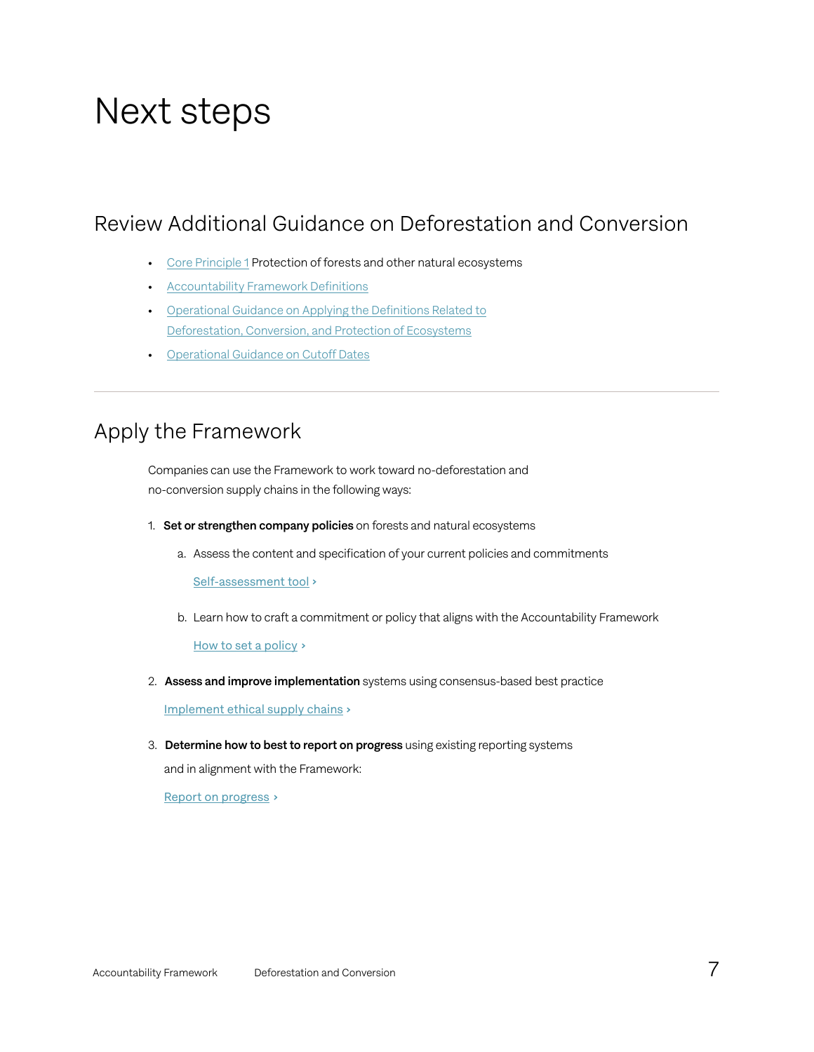# Next steps

## Review Additional Guidance on Deforestation and Conversion

- Core Principle 1 Protection of forests and other natural ecosystems
- Accountability Framework Definitions
- Operational Guidance on Applying the Definitions Related to Deforestation, Conversion, and Protection of Ecosystems
- Operational Guidance on Cutoff Dates

---

## Apply the Framework

Companies can use the Framework to work toward no-deforestation and no-conversion supply chains in the following ways:

1. **Set or strengthen company policies** on forests and natural ecosystems
   a. Assess the content and specification of your current policies and commitments

      Self-assessment tool >

   b. Learn how to craft a commitment or policy that aligns with the Accountability Framework

      How to set a policy >

2. **Assess and improve implementation** systems using consensus-based best practice

   Implement ethical supply chains >

3. **Determine how to best to report on progress** using existing reporting systems and in alignment with the Framework:

   Report on progress >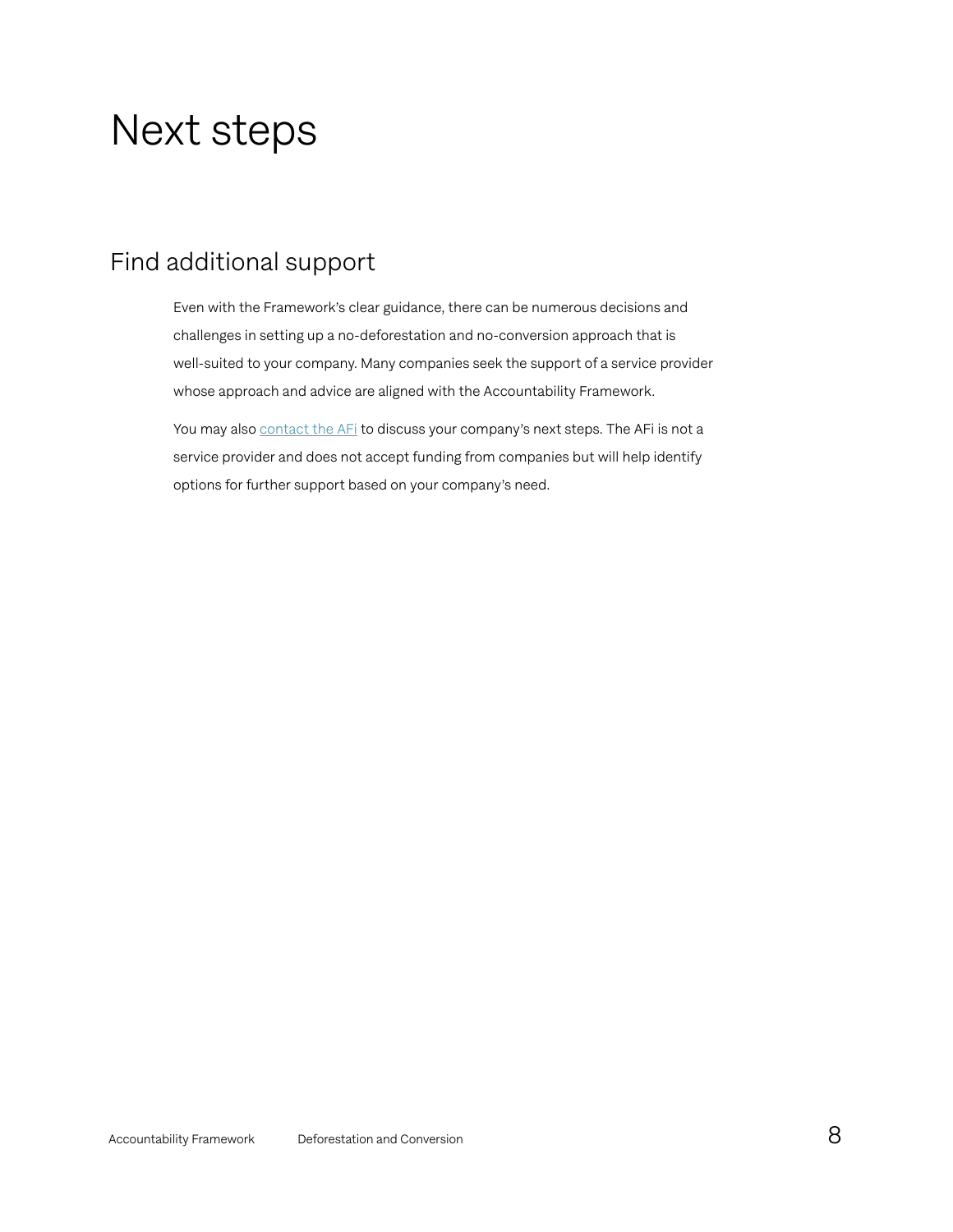# Next steps

## Find additional support

Even with the Framework's clear guidance, there can be numerous decisions and challenges in setting up a no-deforestation and no-conversion approach that is well-suited to your company. Many companies seek the support of a service provider whose approach and advice are aligned with the Accountability Framework.

You may also contact the AFi to discuss your company's next steps. The AFi is not a service provider and does not accept funding from companies but will help identify options for further support based on your company's need.